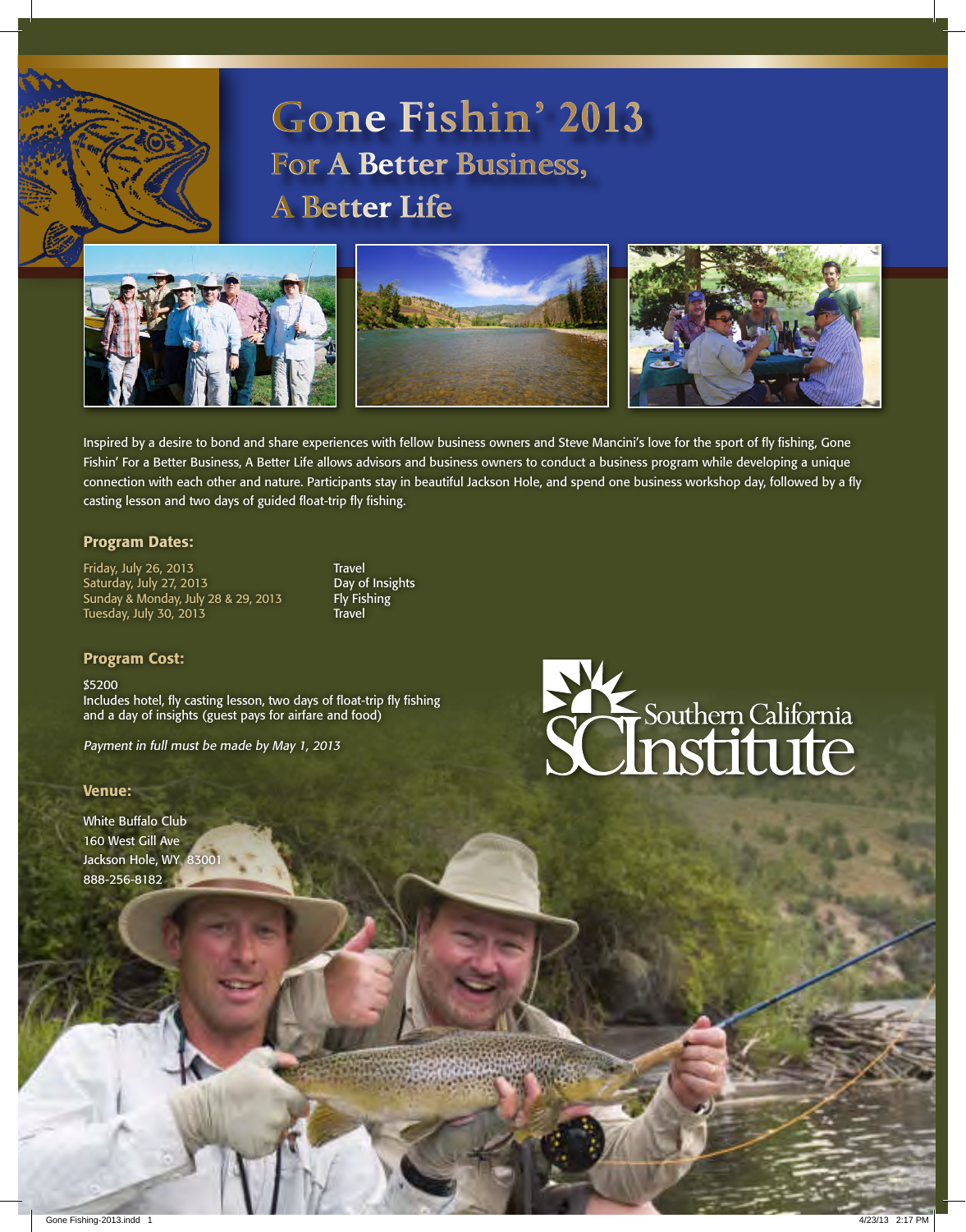# Gone Fishin' 2013

## For A Better Business, A Better Life

Inspired by a desire to bond and share experiences with fellow business owners and Steve Mancini's love for the sport of fly fishing, Gone Fishin' For a Better Business, A Better Life allows advisors and business owners to conduct a business program while developing a unique connection with each other and nature. Participants stay in beautiful Jackson Hole, and spend one business workshop day, followed by a fly casting lesson and two days of guided float-trip fly fishing.

### Program Dates:

| | |
|---|---|
| Friday, July 26, 2013 | Travel |
| Saturday, July 27, 2013 | Day of Insights |
| Sunday & Monday, July 28 & 29, 2013 | Fly Fishing |
| Tuesday, July 30, 2013 | Travel |

### Program Cost:

$5200
Includes hotel, fly casting lesson, two days of float-trip fly fishing and a day of insights (guest pays for airfare and food)

*Payment in full must be made by May 1, 2013*

### Venue:

White Buffalo Club
160 West Gill Ave
Jackson Hole, WY 83001
888-256-8182

Southern California SCInstitute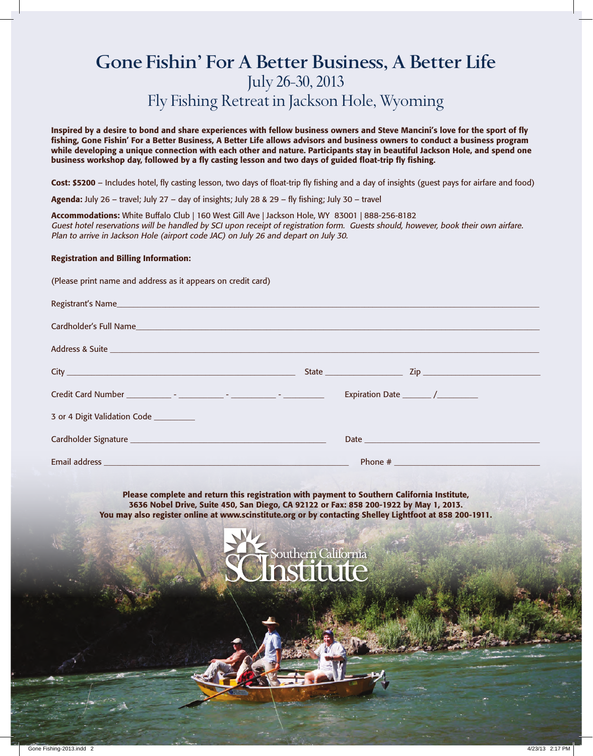# Gone Fishin' For A Better Business, A Better Life

## July 26-30, 2013

## Fly Fishing Retreat in Jackson Hole, Wyoming

**Inspired by a desire to bond and share experiences with fellow business owners and Steve Mancini's love for the sport of fly fishing, Gone Fishin' For a Better Business, A Better Life allows advisors and business owners to conduct a business program while developing a unique connection with each other and nature. Participants stay in beautiful Jackson Hole, and spend one business workshop day, followed by a fly casting lesson and two days of guided float-trip fly fishing.**

**Cost: $5200** – Includes hotel, fly casting lesson, two days of float-trip fly fishing and a day of insights (guest pays for airfare and food)

**Agenda:** July 26 – travel; July 27 – day of insights; July 28 & 29 – fly fishing; July 30 – travel

**Accommodations:** White Buffalo Club | 160 West Gill Ave | Jackson Hole, WY 83001 | 888-256-8182
*Guest hotel reservations will be handled by SCI upon receipt of registration form. Guests should, however, book their own airfare. Plan to arrive in Jackson Hole (airport code JAC) on July 26 and depart on July 30.*

**Registration and Billing Information:**

(Please print name and address as it appears on credit card)

Registrant's Name_______________________________________________

Cardholder's Full Name___________________________________________

Address & Suite _________________________________________________

City ______________________________ State ______________ Zip ______________

Credit Card Number _________ - _________ - _________ - _________ Expiration Date ______ /________

3 or 4 Digit Validation Code _________

Cardholder Signature ______________________________ Date ______________________

Email address ______________________________ Phone # ______________________

**Please complete and return this registration with payment to Southern California Institute, 3636 Nobel Drive, Suite 450, San Diego, CA 92122 or Fax: 858 200-1922 by May 1, 2013. You may also register online at www.scinstitute.org or by contacting Shelley Lightfoot at 858 200-1911.**

Southern California Institute